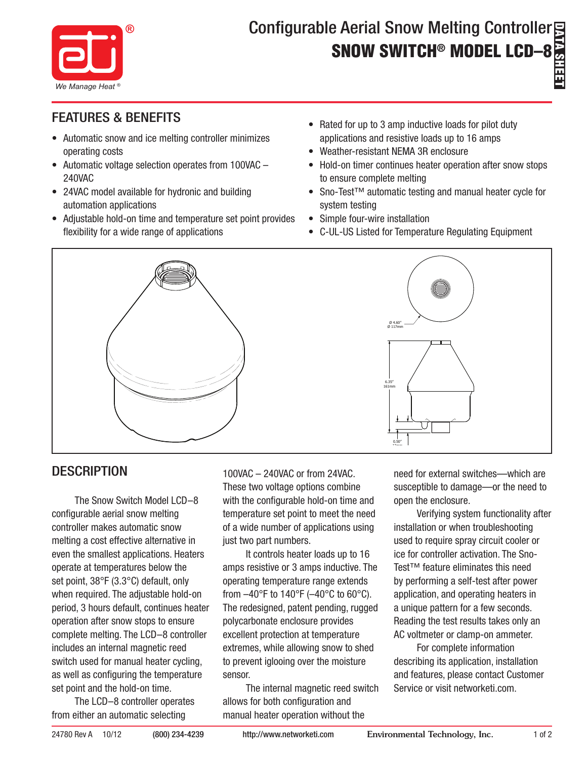# Configurable Aerial Snow Melting Controller

## SNOW SWITCH® MODEL LCD–8

DATA SHEET

We Manage Heat®

## FEATURES & BENEFITS

- Automatic snow and ice melting controller minimizes operating costs
- Automatic voltage selection operates from 100VAC – 240VAC
- 24VAC model available for hydronic and building automation applications
- Adjustable hold-on time and temperature set point provides flexibility for a wide range of applications
- Rated for up to 3 amp inductive loads for pilot duty applications and resistive loads up to 16 amps
- Weather-resistant NEMA 3R enclosure
- Hold-on timer continues heater operation after snow stops to ensure complete melting
- Sno-Test™ automatic testing and manual heater cycle for system testing
- Simple four-wire installation
- C-UL-US Listed for Temperature Regulating Equipment

Ø 4.60"
Ø 117mm

6.35"
161mm

0.50"

## DESCRIPTION

The Snow Switch Model LCD–8 configurable aerial snow melting controller makes automatic snow melting a cost effective alternative in even the smallest applications. Heaters operate at temperatures below the set point, 38°F (3.3°C) default, only when required. The adjustable hold-on period, 3 hours default, continues heater operation after snow stops to ensure complete melting. The LCD–8 controller includes an internal magnetic reed switch used for manual heater cycling, as well as configuring the temperature set point and the hold-on time.

The LCD–8 controller operates from either an automatic selecting 100VAC – 240VAC or from 24VAC. These two voltage options combine with the configurable hold-on time and temperature set point to meet the need of a wide number of applications using just two part numbers.

It controls heater loads up to 16 amps resistive or 3 amps inductive. The operating temperature range extends from –40°F to 140°F (–40°C to 60°C). The redesigned, patent pending, rugged polycarbonate enclosure provides excellent protection at temperature extremes, while allowing snow to shed to prevent iglooing over the moisture sensor.

The internal magnetic reed switch allows for both configuration and manual heater operation without the need for external switches—which are susceptible to damage—or the need to open the enclosure.

Verifying system functionality after installation or when troubleshooting used to require spray circuit cooler or ice for controller activation. The Sno-Test™ feature eliminates this need by performing a self-test after power application, and operating heaters in a unique pattern for a few seconds. Reading the test results takes only an AC voltmeter or clamp-on ammeter.

For complete information describing its application, installation and features, please contact Customer Service or visit networketi.com.

24780 Rev A 10/12 (800) 234-4239 http://www.networketi.com Environmental Technology, Inc.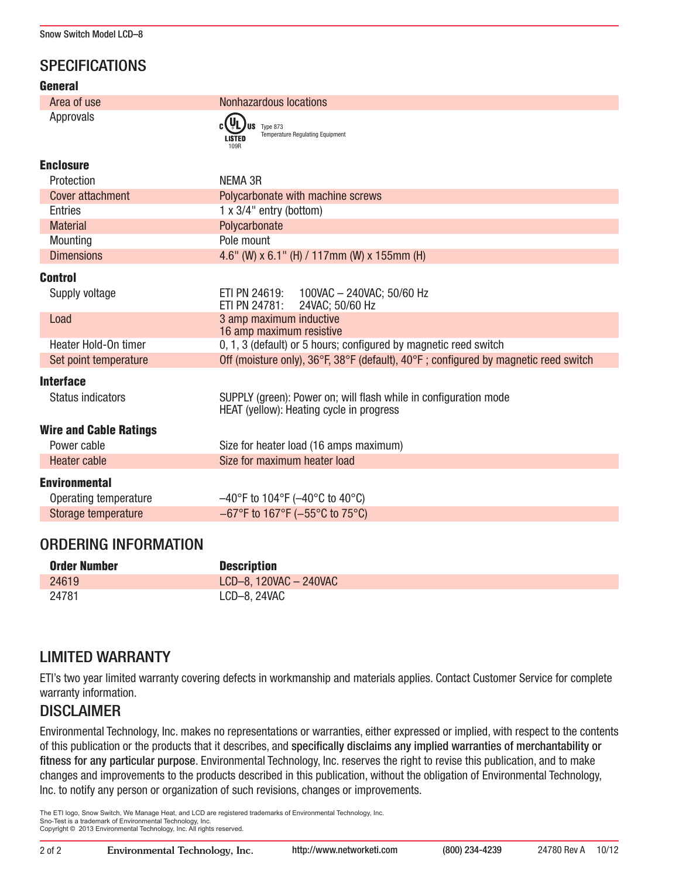## SPECIFICATIONS

### General

| | |
|---|---|
| Area of use | Nonhazardous locations |
| Approvals | c UL us LISTED 109R Type 873 Temperature Regulating Equipment |

### Enclosure

| | |
|---|---|
| Protection | NEMA 3R |
| Cover attachment | Polycarbonate with machine screws |
| Entries | 1 x 3/4" entry (bottom) |
| Material | Polycarbonate |
| Mounting | Pole mount |
| Dimensions | 4.6" (W) x 6.1" (H) / 117mm (W) x 155mm (H) |

### Control

| | |
|---|---|
| Supply voltage | ETI PN 24619: 100VAC – 240VAC; 50/60 Hz<br>ETI PN 24781: 24VAC; 50/60 Hz |
| Load | 3 amp maximum inductive<br>16 amp maximum resistive |
| Heater Hold-On timer | 0, 1, 3 (default) or 5 hours; configured by magnetic reed switch |
| Set point temperature | Off (moisture only), 36°F, 38°F (default), 40°F ; configured by magnetic reed switch |

### Interface

| | |
|---|---|
| Status indicators | SUPPLY (green): Power on; will flash while in configuration mode<br>HEAT (yellow): Heating cycle in progress |

### Wire and Cable Ratings

| | |
|---|---|
| Power cable | Size for heater load (16 amps maximum) |
| Heater cable | Size for maximum heater load |

### Environmental

| | |
|---|---|
| Operating temperature | –40°F to 104°F (–40°C to 40°C) |
| Storage temperature | –67°F to 167°F (–55°C to 75°C) |

## ORDERING INFORMATION

| Order Number | Description |
|---|---|
| 24619 | LCD–8, 120VAC – 240VAC |
| 24781 | LCD–8, 24VAC |

## LIMITED WARRANTY

ETI's two year limited warranty covering defects in workmanship and materials applies. Contact Customer Service for complete warranty information.

## DISCLAIMER

Environmental Technology, Inc. makes no representations or warranties, either expressed or implied, with respect to the contents of this publication or the products that it describes, and **specifically disclaims any implied warranties of merchantability or fitness for any particular purpose**. Environmental Technology, Inc. reserves the right to revise this publication, and to make changes and improvements to the products described in this publication, without the obligation of Environmental Technology, Inc. to notify any person or organization of such revisions, changes or improvements.

The ETI logo, Snow Switch, We Manage Heat, and LCD are registered trademarks of Environmental Technology, Inc.
Sno-Test is a trademark of Environmental Technology, Inc.
Copyright © 2013 Environmental Technology, Inc. All rights reserved.

Environmental Technology, Inc. http://www.networketi.com (800) 234-4239 24780 Rev A 10/12